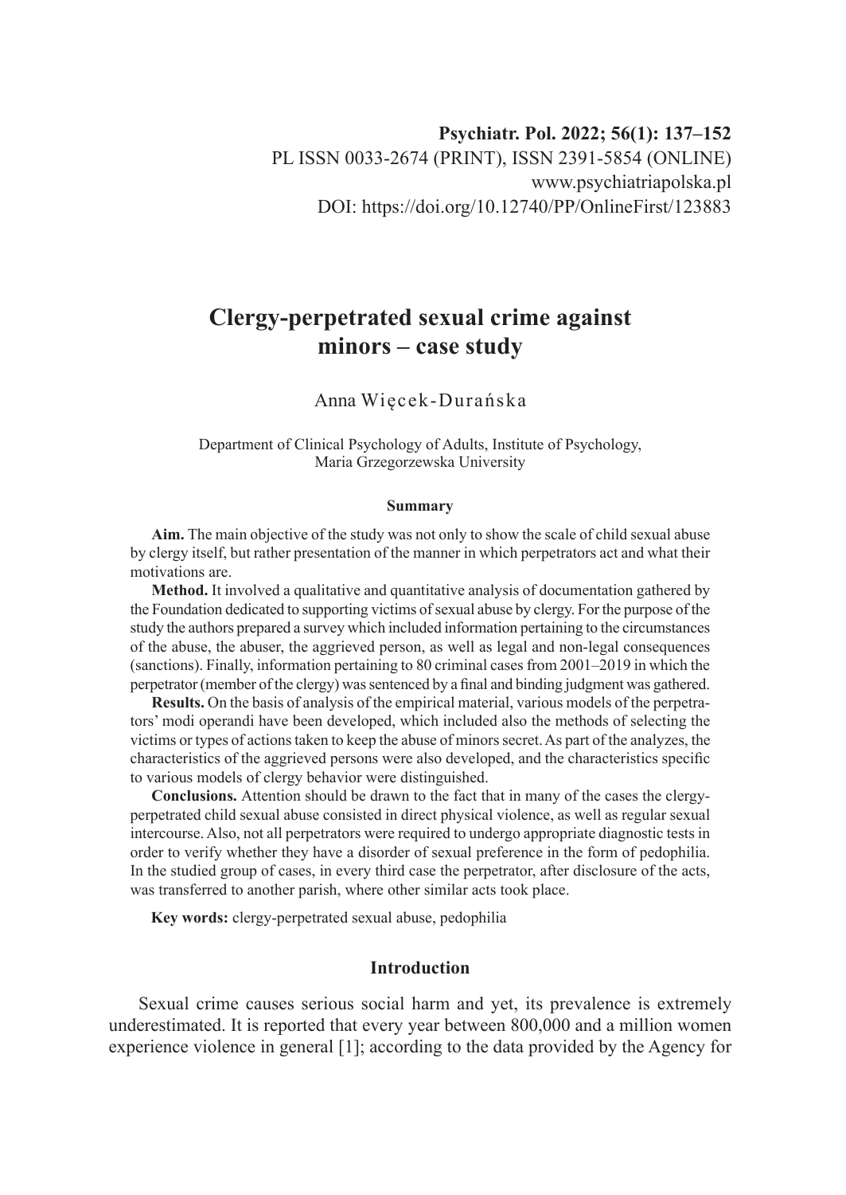Psychiatr. Pol. 2022; 56(1): 137–152
PL ISSN 0033-2674 (PRINT), ISSN 2391-5854 (ONLINE)
www.psychiatriapolska.pl
DOI: https://doi.org/10.12740/PP/OnlineFirst/123883

# Clergy-perpetrated sexual crime against minors – case study

Anna Więcek-Durańska

Department of Clinical Psychology of Adults, Institute of Psychology, Maria Grzegorzewska University

### Summary

**Aim.** The main objective of the study was not only to show the scale of child sexual abuse by clergy itself, but rather presentation of the manner in which perpetrators act and what their motivations are.

**Method.** It involved a qualitative and quantitative analysis of documentation gathered by the Foundation dedicated to supporting victims of sexual abuse by clergy. For the purpose of the study the authors prepared a survey which included information pertaining to the circumstances of the abuse, the abuser, the aggrieved person, as well as legal and non-legal consequences (sanctions). Finally, information pertaining to 80 criminal cases from 2001–2019 in which the perpetrator (member of the clergy) was sentenced by a final and binding judgment was gathered.

**Results.** On the basis of analysis of the empirical material, various models of the perpetrators' modi operandi have been developed, which included also the methods of selecting the victims or types of actions taken to keep the abuse of minors secret. As part of the analyzes, the characteristics of the aggrieved persons were also developed, and the characteristics specific to various models of clergy behavior were distinguished.

**Conclusions.** Attention should be drawn to the fact that in many of the cases the clergy-perpetrated child sexual abuse consisted in direct physical violence, as well as regular sexual intercourse. Also, not all perpetrators were required to undergo appropriate diagnostic tests in order to verify whether they have a disorder of sexual preference in the form of pedophilia. In the studied group of cases, in every third case the perpetrator, after disclosure of the acts, was transferred to another parish, where other similar acts took place.

**Key words:** clergy-perpetrated sexual abuse, pedophilia

## Introduction

Sexual crime causes serious social harm and yet, its prevalence is extremely underestimated. It is reported that every year between 800,000 and a million women experience violence in general [1]; according to the data provided by the Agency for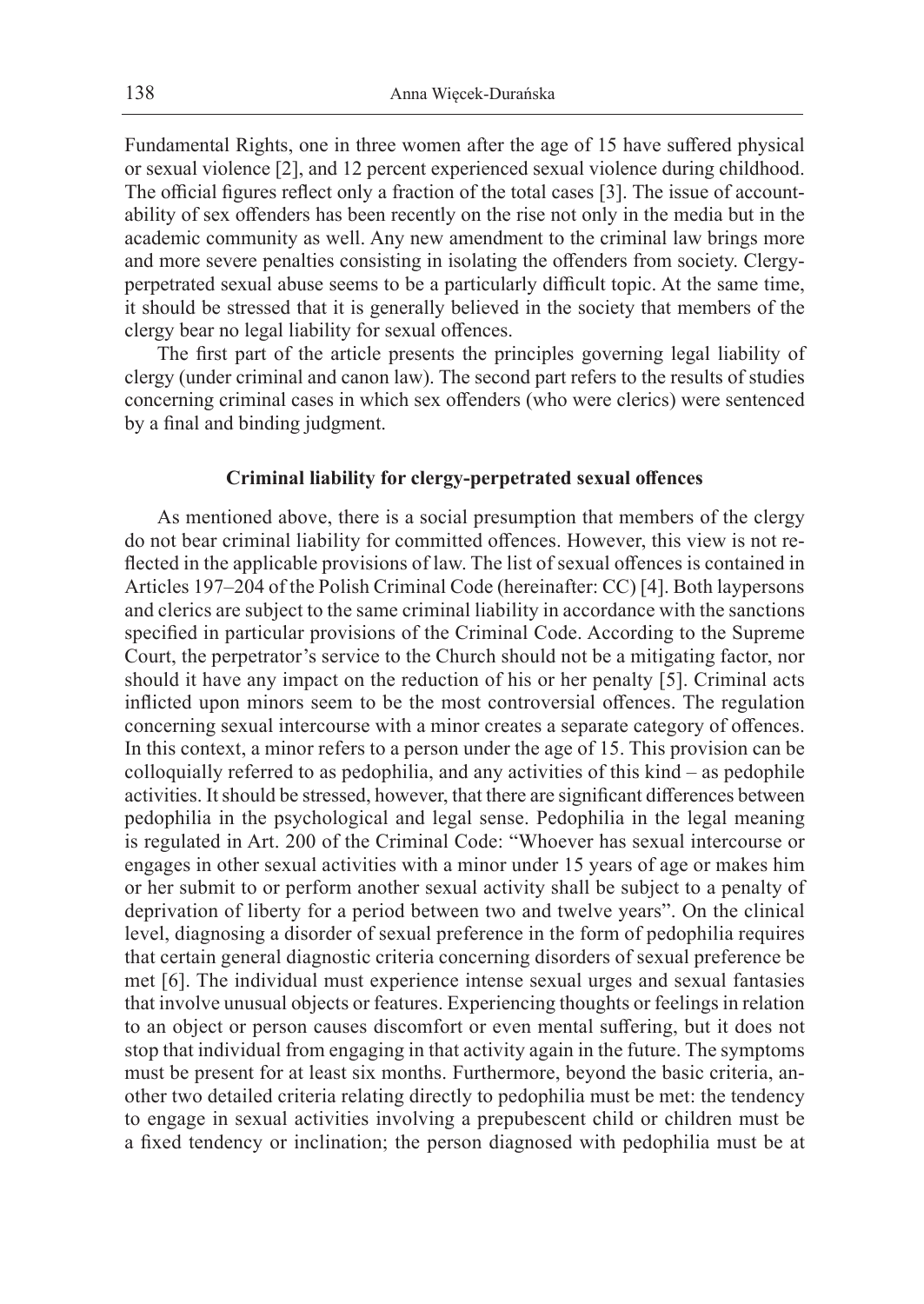Fundamental Rights, one in three women after the age of 15 have suffered physical or sexual violence [2], and 12 percent experienced sexual violence during childhood. The official figures reflect only a fraction of the total cases [3]. The issue of accountability of sex offenders has been recently on the rise not only in the media but in the academic community as well. Any new amendment to the criminal law brings more and more severe penalties consisting in isolating the offenders from society. Clergy-perpetrated sexual abuse seems to be a particularly difficult topic. At the same time, it should be stressed that it is generally believed in the society that members of the clergy bear no legal liability for sexual offences.

The first part of the article presents the principles governing legal liability of clergy (under criminal and canon law). The second part refers to the results of studies concerning criminal cases in which sex offenders (who were clerics) were sentenced by a final and binding judgment.

## Criminal liability for clergy-perpetrated sexual offences

As mentioned above, there is a social presumption that members of the clergy do not bear criminal liability for committed offences. However, this view is not reflected in the applicable provisions of law. The list of sexual offences is contained in Articles 197–204 of the Polish Criminal Code (hereinafter: CC) [4]. Both laypersons and clerics are subject to the same criminal liability in accordance with the sanctions specified in particular provisions of the Criminal Code. According to the Supreme Court, the perpetrator's service to the Church should not be a mitigating factor, nor should it have any impact on the reduction of his or her penalty [5]. Criminal acts inflicted upon minors seem to be the most controversial offences. The regulation concerning sexual intercourse with a minor creates a separate category of offences. In this context, a minor refers to a person under the age of 15. This provision can be colloquially referred to as pedophilia, and any activities of this kind – as pedophile activities. It should be stressed, however, that there are significant differences between pedophilia in the psychological and legal sense. Pedophilia in the legal meaning is regulated in Art. 200 of the Criminal Code: "Whoever has sexual intercourse or engages in other sexual activities with a minor under 15 years of age or makes him or her submit to or perform another sexual activity shall be subject to a penalty of deprivation of liberty for a period between two and twelve years". On the clinical level, diagnosing a disorder of sexual preference in the form of pedophilia requires that certain general diagnostic criteria concerning disorders of sexual preference be met [6]. The individual must experience intense sexual urges and sexual fantasies that involve unusual objects or features. Experiencing thoughts or feelings in relation to an object or person causes discomfort or even mental suffering, but it does not stop that individual from engaging in that activity again in the future. The symptoms must be present for at least six months. Furthermore, beyond the basic criteria, another two detailed criteria relating directly to pedophilia must be met: the tendency to engage in sexual activities involving a prepubescent child or children must be a fixed tendency or inclination; the person diagnosed with pedophilia must be at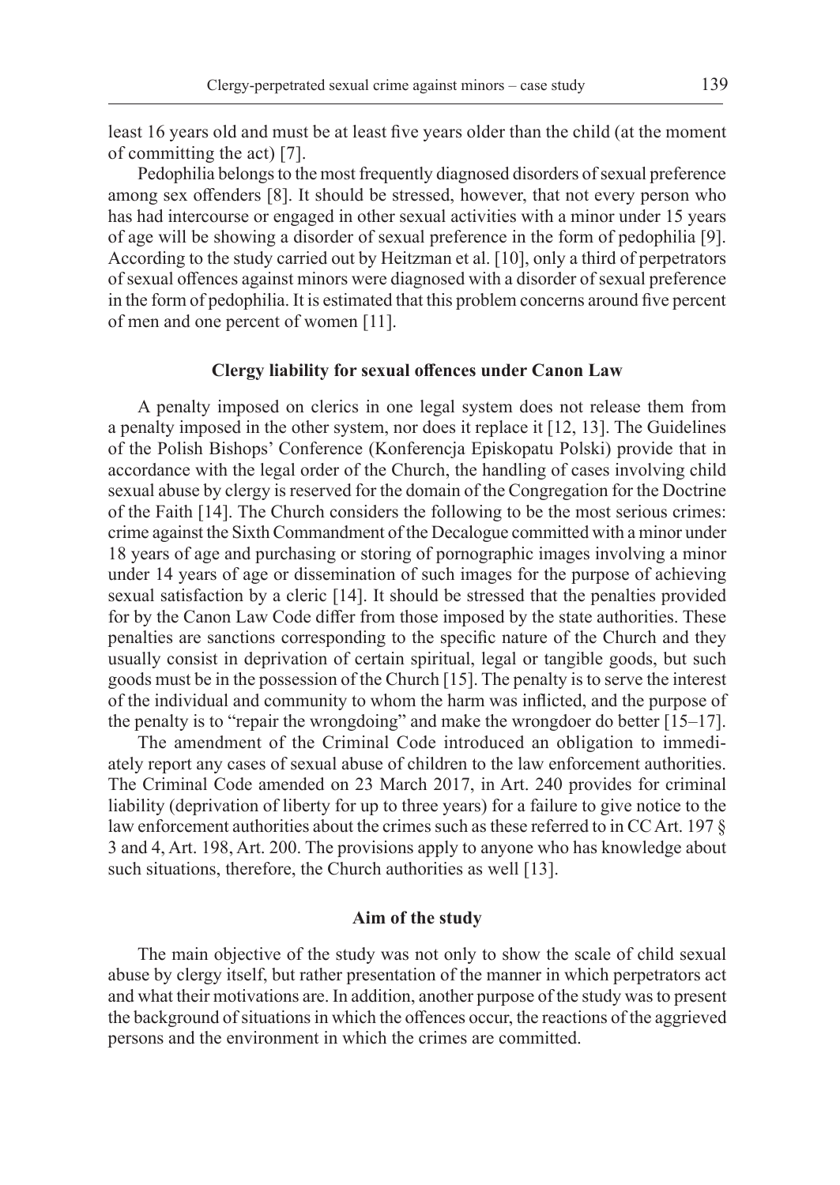least 16 years old and must be at least five years older than the child (at the moment of committing the act) [7].

Pedophilia belongs to the most frequently diagnosed disorders of sexual preference among sex offenders [8]. It should be stressed, however, that not every person who has had intercourse or engaged in other sexual activities with a minor under 15 years of age will be showing a disorder of sexual preference in the form of pedophilia [9]. According to the study carried out by Heitzman et al. [10], only a third of perpetrators of sexual offences against minors were diagnosed with a disorder of sexual preference in the form of pedophilia. It is estimated that this problem concerns around five percent of men and one percent of women [11].

### Clergy liability for sexual offences under Canon Law

A penalty imposed on clerics in one legal system does not release them from a penalty imposed in the other system, nor does it replace it [12, 13]. The Guidelines of the Polish Bishops' Conference (Konferencja Episkopatu Polski) provide that in accordance with the legal order of the Church, the handling of cases involving child sexual abuse by clergy is reserved for the domain of the Congregation for the Doctrine of the Faith [14]. The Church considers the following to be the most serious crimes: crime against the Sixth Commandment of the Decalogue committed with a minor under 18 years of age and purchasing or storing of pornographic images involving a minor under 14 years of age or dissemination of such images for the purpose of achieving sexual satisfaction by a cleric [14]. It should be stressed that the penalties provided for by the Canon Law Code differ from those imposed by the state authorities. These penalties are sanctions corresponding to the specific nature of the Church and they usually consist in deprivation of certain spiritual, legal or tangible goods, but such goods must be in the possession of the Church [15]. The penalty is to serve the interest of the individual and community to whom the harm was inflicted, and the purpose of the penalty is to "repair the wrongdoing" and make the wrongdoer do better [15–17].

The amendment of the Criminal Code introduced an obligation to immediately report any cases of sexual abuse of children to the law enforcement authorities. The Criminal Code amended on 23 March 2017, in Art. 240 provides for criminal liability (deprivation of liberty for up to three years) for a failure to give notice to the law enforcement authorities about the crimes such as these referred to in CC Art. 197 § 3 and 4, Art. 198, Art. 200. The provisions apply to anyone who has knowledge about such situations, therefore, the Church authorities as well [13].

### Aim of the study

The main objective of the study was not only to show the scale of child sexual abuse by clergy itself, but rather presentation of the manner in which perpetrators act and what their motivations are. In addition, another purpose of the study was to present the background of situations in which the offences occur, the reactions of the aggrieved persons and the environment in which the crimes are committed.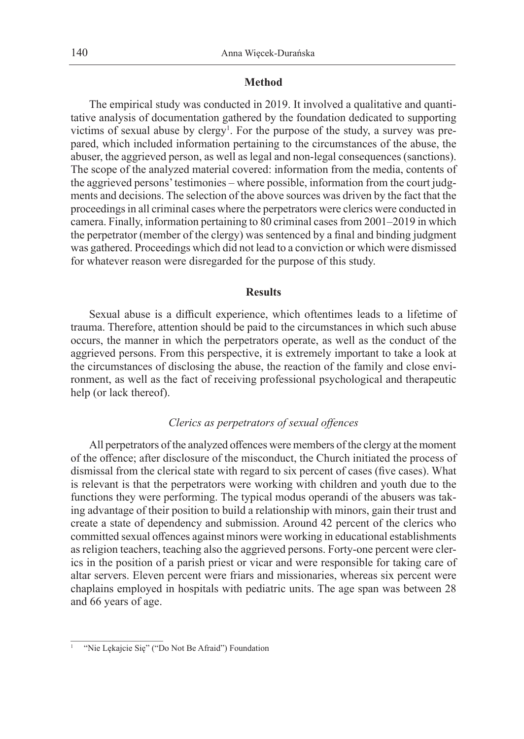## Method

The empirical study was conducted in 2019. It involved a qualitative and quantitative analysis of documentation gathered by the foundation dedicated to supporting victims of sexual abuse by clergy[1]. For the purpose of the study, a survey was prepared, which included information pertaining to the circumstances of the abuse, the abuser, the aggrieved person, as well as legal and non-legal consequences (sanctions). The scope of the analyzed material covered: information from the media, contents of the aggrieved persons' testimonies – where possible, information from the court judgments and decisions. The selection of the above sources was driven by the fact that the proceedings in all criminal cases where the perpetrators were clerics were conducted in camera. Finally, information pertaining to 80 criminal cases from 2001–2019 in which the perpetrator (member of the clergy) was sentenced by a final and binding judgment was gathered. Proceedings which did not lead to a conviction or which were dismissed for whatever reason were disregarded for the purpose of this study.

## Results

Sexual abuse is a difficult experience, which oftentimes leads to a lifetime of trauma. Therefore, attention should be paid to the circumstances in which such abuse occurs, the manner in which the perpetrators operate, as well as the conduct of the aggrieved persons. From this perspective, it is extremely important to take a look at the circumstances of disclosing the abuse, the reaction of the family and close environment, as well as the fact of receiving professional psychological and therapeutic help (or lack thereof).

### *Clerics as perpetrators of sexual offences*

All perpetrators of the analyzed offences were members of the clergy at the moment of the offence; after disclosure of the misconduct, the Church initiated the process of dismissal from the clerical state with regard to six percent of cases (five cases). What is relevant is that the perpetrators were working with children and youth due to the functions they were performing. The typical modus operandi of the abusers was taking advantage of their position to build a relationship with minors, gain their trust and create a state of dependency and submission. Around 42 percent of the clerics who committed sexual offences against minors were working in educational establishments as religion teachers, teaching also the aggrieved persons. Forty-one percent were clerics in the position of a parish priest or vicar and were responsible for taking care of altar servers. Eleven percent were friars and missionaries, whereas six percent were chaplains employed in hospitals with pediatric units. The age span was between 28 and 66 years of age.

---

[1] "Nie Lękajcie Się" ("Do Not Be Afraid") Foundation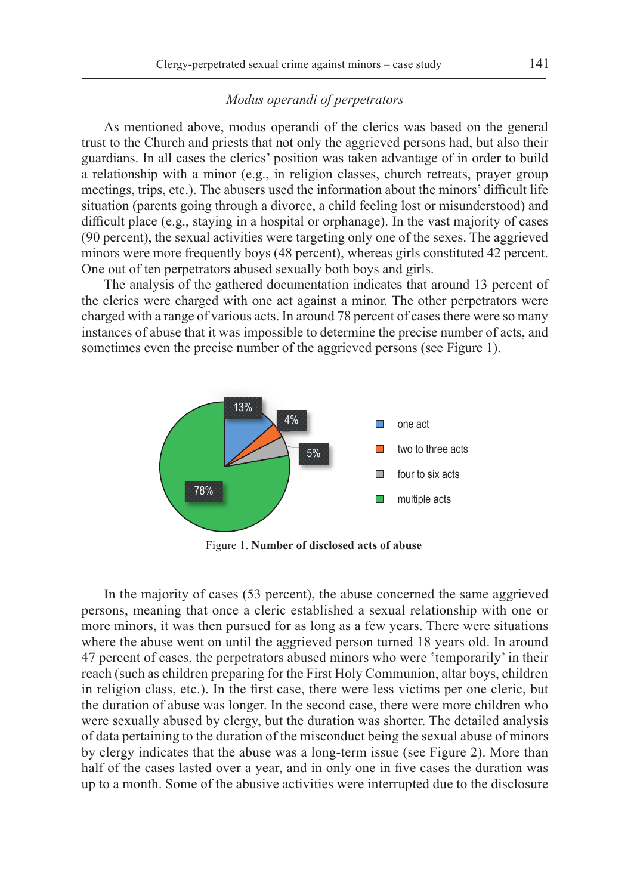*Modus operandi of perpetrators*

As mentioned above, modus operandi of the clerics was based on the general trust to the Church and priests that not only the aggrieved persons had, but also their guardians. In all cases the clerics' position was taken advantage of in order to build a relationship with a minor (e.g., in religion classes, church retreats, prayer group meetings, trips, etc.). The abusers used the information about the minors' difficult life situation (parents going through a divorce, a child feeling lost or misunderstood) and difficult place (e.g., staying in a hospital or orphanage). In the vast majority of cases (90 percent), the sexual activities were targeting only one of the sexes. The aggrieved minors were more frequently boys (48 percent), whereas girls constituted 42 percent. One out of ten perpetrators abused sexually both boys and girls.

The analysis of the gathered documentation indicates that around 13 percent of the clerics were charged with one act against a minor. The other perpetrators were charged with a range of various acts. In around 78 percent of cases there were so many instances of abuse that it was impossible to determine the precise number of acts, and sometimes even the precise number of the aggrieved persons (see Figure 1).

| Number of disclosed acts | Percent |
| --- | --- |
| one act | 13% |
| two to three acts | 4% |
| four to six acts | 5% |
| multiple acts | 78% |

Figure 1. **Number of disclosed acts of abuse**

In the majority of cases (53 percent), the abuse concerned the same aggrieved persons, meaning that once a cleric established a sexual relationship with one or more minors, it was then pursued for as long as a few years. There were situations where the abuse went on until the aggrieved person turned 18 years old. In around 47 percent of cases, the perpetrators abused minors who were 'temporarily' in their reach (such as children preparing for the First Holy Communion, altar boys, children in religion class, etc.). In the first case, there were less victims per one cleric, but the duration of abuse was longer. In the second case, there were more children who were sexually abused by clergy, but the duration was shorter. The detailed analysis of data pertaining to the duration of the misconduct being the sexual abuse of minors by clergy indicates that the abuse was a long-term issue (see Figure 2). More than half of the cases lasted over a year, and in only one in five cases the duration was up to a month. Some of the abusive activities were interrupted due to the disclosure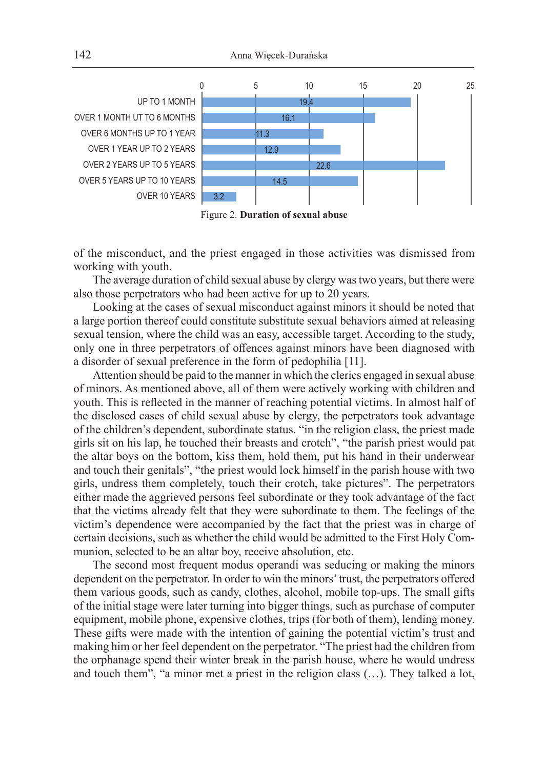| Duration | Value |
|---|---|
| UP TO 1 MONTH | 19.4 |
| OVER 1 MONTH UT TO 6 MONTHS | 16.1 |
| OVER 6 MONTHS UP TO 1 YEAR | 11.3 |
| OVER 1 YEAR UP TO 2 YEARS | 12.9 |
| OVER 2 YEARS UP TO 5 YEARS | 22.6 |
| OVER 5 YEARS UP TO 10 YEARS | 14.5 |
| OVER 10 YEARS | 3.2 |

Figure 2. **Duration of sexual abuse**

of the misconduct, and the priest engaged in those activities was dismissed from working with youth.

The average duration of child sexual abuse by clergy was two years, but there were also those perpetrators who had been active for up to 20 years.

Looking at the cases of sexual misconduct against minors it should be noted that a large portion thereof could constitute substitute sexual behaviors aimed at releasing sexual tension, where the child was an easy, accessible target. According to the study, only one in three perpetrators of offences against minors have been diagnosed with a disorder of sexual preference in the form of pedophilia [11].

Attention should be paid to the manner in which the clerics engaged in sexual abuse of minors. As mentioned above, all of them were actively working with children and youth. This is reflected in the manner of reaching potential victims. In almost half of the disclosed cases of child sexual abuse by clergy, the perpetrators took advantage of the children's dependent, subordinate status. "in the religion class, the priest made girls sit on his lap, he touched their breasts and crotch", "the parish priest would pat the altar boys on the bottom, kiss them, hold them, put his hand in their underwear and touch their genitals", "the priest would lock himself in the parish house with two girls, undress them completely, touch their crotch, take pictures". The perpetrators either made the aggrieved persons feel subordinate or they took advantage of the fact that the victims already felt that they were subordinate to them. The feelings of the victim's dependence were accompanied by the fact that the priest was in charge of certain decisions, such as whether the child would be admitted to the First Holy Communion, selected to be an altar boy, receive absolution, etc.

The second most frequent modus operandi was seducing or making the minors dependent on the perpetrator. In order to win the minors' trust, the perpetrators offered them various goods, such as candy, clothes, alcohol, mobile top-ups. The small gifts of the initial stage were later turning into bigger things, such as purchase of computer equipment, mobile phone, expensive clothes, trips (for both of them), lending money. These gifts were made with the intention of gaining the potential victim's trust and making him or her feel dependent on the perpetrator. "The priest had the children from the orphanage spend their winter break in the parish house, where he would undress and touch them", "a minor met a priest in the religion class (…). They talked a lot,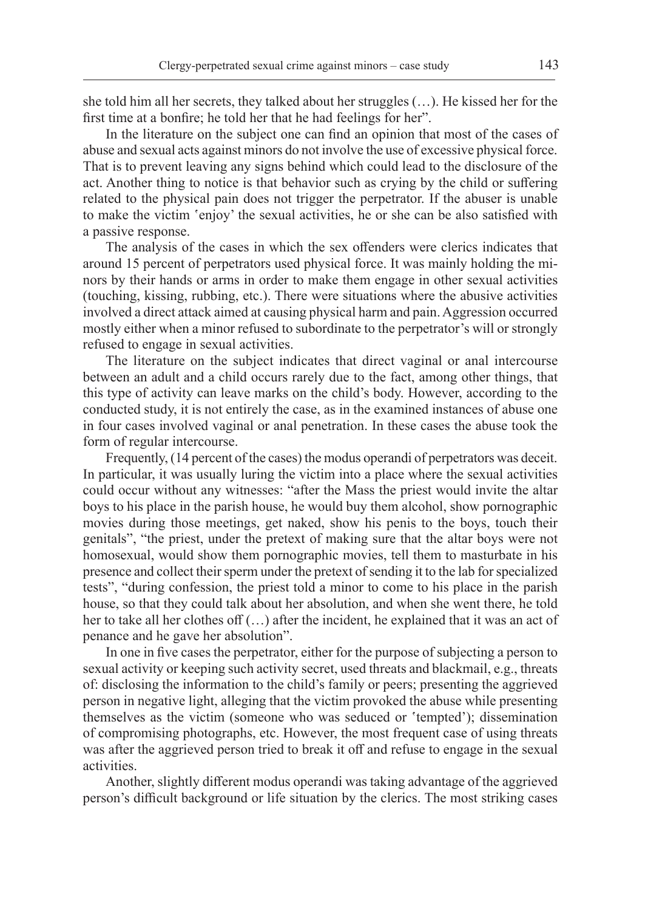she told him all her secrets, they talked about her struggles (…). He kissed her for the first time at a bonfire; he told her that he had feelings for her".

In the literature on the subject one can find an opinion that most of the cases of abuse and sexual acts against minors do not involve the use of excessive physical force. That is to prevent leaving any signs behind which could lead to the disclosure of the act. Another thing to notice is that behavior such as crying by the child or suffering related to the physical pain does not trigger the perpetrator. If the abuser is unable to make the victim 'enjoy' the sexual activities, he or she can be also satisfied with a passive response.

The analysis of the cases in which the sex offenders were clerics indicates that around 15 percent of perpetrators used physical force. It was mainly holding the minors by their hands or arms in order to make them engage in other sexual activities (touching, kissing, rubbing, etc.). There were situations where the abusive activities involved a direct attack aimed at causing physical harm and pain. Aggression occurred mostly either when a minor refused to subordinate to the perpetrator's will or strongly refused to engage in sexual activities.

The literature on the subject indicates that direct vaginal or anal intercourse between an adult and a child occurs rarely due to the fact, among other things, that this type of activity can leave marks on the child's body. However, according to the conducted study, it is not entirely the case, as in the examined instances of abuse one in four cases involved vaginal or anal penetration. In these cases the abuse took the form of regular intercourse.

Frequently, (14 percent of the cases) the modus operandi of perpetrators was deceit. In particular, it was usually luring the victim into a place where the sexual activities could occur without any witnesses: "after the Mass the priest would invite the altar boys to his place in the parish house, he would buy them alcohol, show pornographic movies during those meetings, get naked, show his penis to the boys, touch their genitals", "the priest, under the pretext of making sure that the altar boys were not homosexual, would show them pornographic movies, tell them to masturbate in his presence and collect their sperm under the pretext of sending it to the lab for specialized tests", "during confession, the priest told a minor to come to his place in the parish house, so that they could talk about her absolution, and when she went there, he told her to take all her clothes off (…) after the incident, he explained that it was an act of penance and he gave her absolution".

In one in five cases the perpetrator, either for the purpose of subjecting a person to sexual activity or keeping such activity secret, used threats and blackmail, e.g., threats of: disclosing the information to the child's family or peers; presenting the aggrieved person in negative light, alleging that the victim provoked the abuse while presenting themselves as the victim (someone who was seduced or 'tempted'); dissemination of compromising photographs, etc. However, the most frequent case of using threats was after the aggrieved person tried to break it off and refuse to engage in the sexual activities.

Another, slightly different modus operandi was taking advantage of the aggrieved person's difficult background or life situation by the clerics. The most striking cases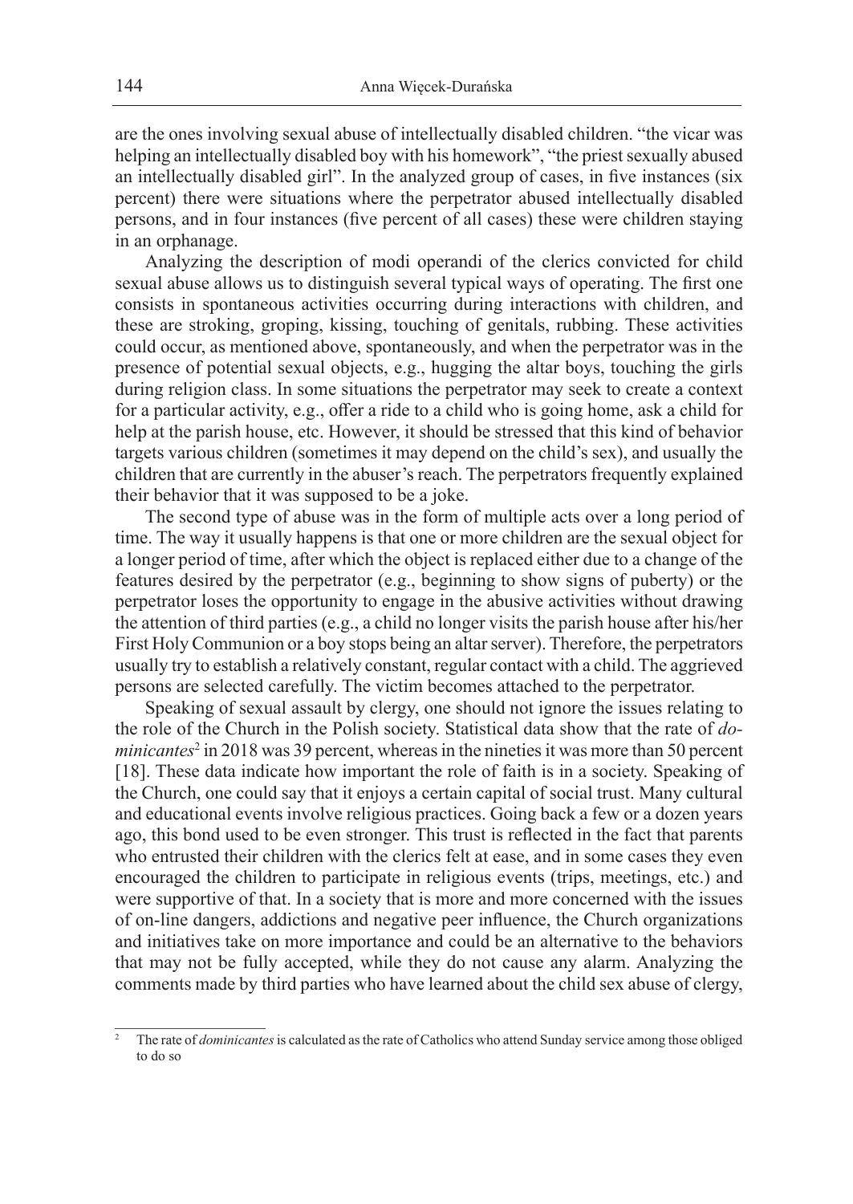are the ones involving sexual abuse of intellectually disabled children. "the vicar was helping an intellectually disabled boy with his homework", "the priest sexually abused an intellectually disabled girl". In the analyzed group of cases, in five instances (six percent) there were situations where the perpetrator abused intellectually disabled persons, and in four instances (five percent of all cases) these were children staying in an orphanage.

Analyzing the description of modi operandi of the clerics convicted for child sexual abuse allows us to distinguish several typical ways of operating. The first one consists in spontaneous activities occurring during interactions with children, and these are stroking, groping, kissing, touching of genitals, rubbing. These activities could occur, as mentioned above, spontaneously, and when the perpetrator was in the presence of potential sexual objects, e.g., hugging the altar boys, touching the girls during religion class. In some situations the perpetrator may seek to create a context for a particular activity, e.g., offer a ride to a child who is going home, ask a child for help at the parish house, etc. However, it should be stressed that this kind of behavior targets various children (sometimes it may depend on the child's sex), and usually the children that are currently in the abuser's reach. The perpetrators frequently explained their behavior that it was supposed to be a joke.

The second type of abuse was in the form of multiple acts over a long period of time. The way it usually happens is that one or more children are the sexual object for a longer period of time, after which the object is replaced either due to a change of the features desired by the perpetrator (e.g., beginning to show signs of puberty) or the perpetrator loses the opportunity to engage in the abusive activities without drawing the attention of third parties (e.g., a child no longer visits the parish house after his/her First Holy Communion or a boy stops being an altar server). Therefore, the perpetrators usually try to establish a relatively constant, regular contact with a child. The aggrieved persons are selected carefully. The victim becomes attached to the perpetrator.

Speaking of sexual assault by clergy, one should not ignore the issues relating to the role of the Church in the Polish society. Statistical data show that the rate of *dominicantes*[2] in 2018 was 39 percent, whereas in the nineties it was more than 50 percent [18]. These data indicate how important the role of faith is in a society. Speaking of the Church, one could say that it enjoys a certain capital of social trust. Many cultural and educational events involve religious practices. Going back a few or a dozen years ago, this bond used to be even stronger. This trust is reflected in the fact that parents who entrusted their children with the clerics felt at ease, and in some cases they even encouraged the children to participate in religious events (trips, meetings, etc.) and were supportive of that. In a society that is more and more concerned with the issues of on-line dangers, addictions and negative peer influence, the Church organizations and initiatives take on more importance and could be an alternative to the behaviors that may not be fully accepted, while they do not cause any alarm. Analyzing the comments made by third parties who have learned about the child sex abuse of clergy,

[2] The rate of *dominicantes* is calculated as the rate of Catholics who attend Sunday service among those obliged to do so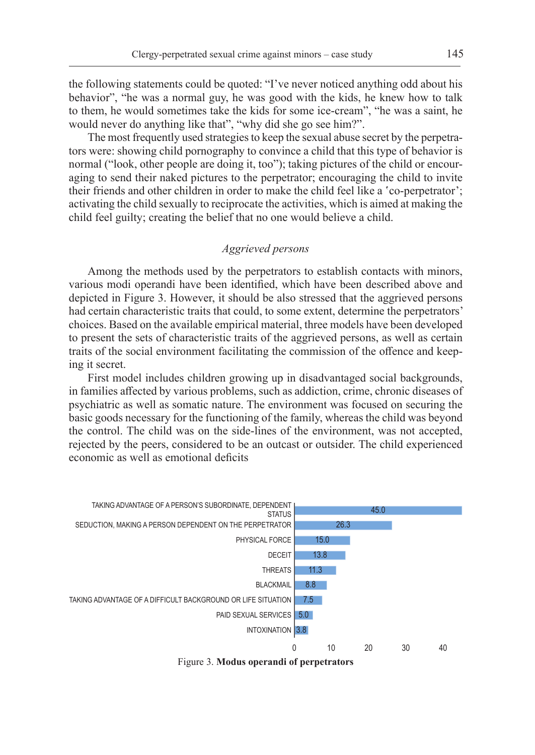the following statements could be quoted: "I've never noticed anything odd about his behavior", "he was a normal guy, he was good with the kids, he knew how to talk to them, he would sometimes take the kids for some ice-cream", "he was a saint, he would never do anything like that", "why did she go see him?".

The most frequently used strategies to keep the sexual abuse secret by the perpetrators were: showing child pornography to convince a child that this type of behavior is normal ("look, other people are doing it, too"); taking pictures of the child or encouraging to send their naked pictures to the perpetrator; encouraging the child to invite their friends and other children in order to make the child feel like a 'co-perpetrator'; activating the child sexually to reciprocate the activities, which is aimed at making the child feel guilty; creating the belief that no one would believe a child.

### *Aggrieved persons*

Among the methods used by the perpetrators to establish contacts with minors, various modi operandi have been identified, which have been described above and depicted in Figure 3. However, it should be also stressed that the aggrieved persons had certain characteristic traits that could, to some extent, determine the perpetrators' choices. Based on the available empirical material, three models have been developed to present the sets of characteristic traits of the aggrieved persons, as well as certain traits of the social environment facilitating the commission of the offence and keeping it secret.

First model includes children growing up in disadvantaged social backgrounds, in families affected by various problems, such as addiction, crime, chronic diseases of psychiatric as well as somatic nature. The environment was focused on securing the basic goods necessary for the functioning of the family, whereas the child was beyond the control. The child was on the side-lines of the environment, was not accepted, rejected by the peers, considered to be an outcast or outsider. The child experienced economic as well as emotional deficits

| Modus operandi | % |
|---|---|
| TAKING ADVANTAGE OF A PERSON'S SUBORDINATE, DEPENDENT STATUS | 45.0 |
| SEDUCTION, MAKING A PERSON DEPENDENT ON THE PERPETRATOR | 26.3 |
| PHYSICAL FORCE | 15.0 |
| DECEIT | 13.8 |
| THREATS | 11.3 |
| BLACKMAIL | 8.8 |
| TAKING ADVANTAGE OF A DIFFICULT BACKGROUND OR LIFE SITUATION | 7.5 |
| PAID SEXUAL SERVICES | 5.0 |
| INTOXINATION | 3.8 |

Figure 3. **Modus operandi of perpetrators**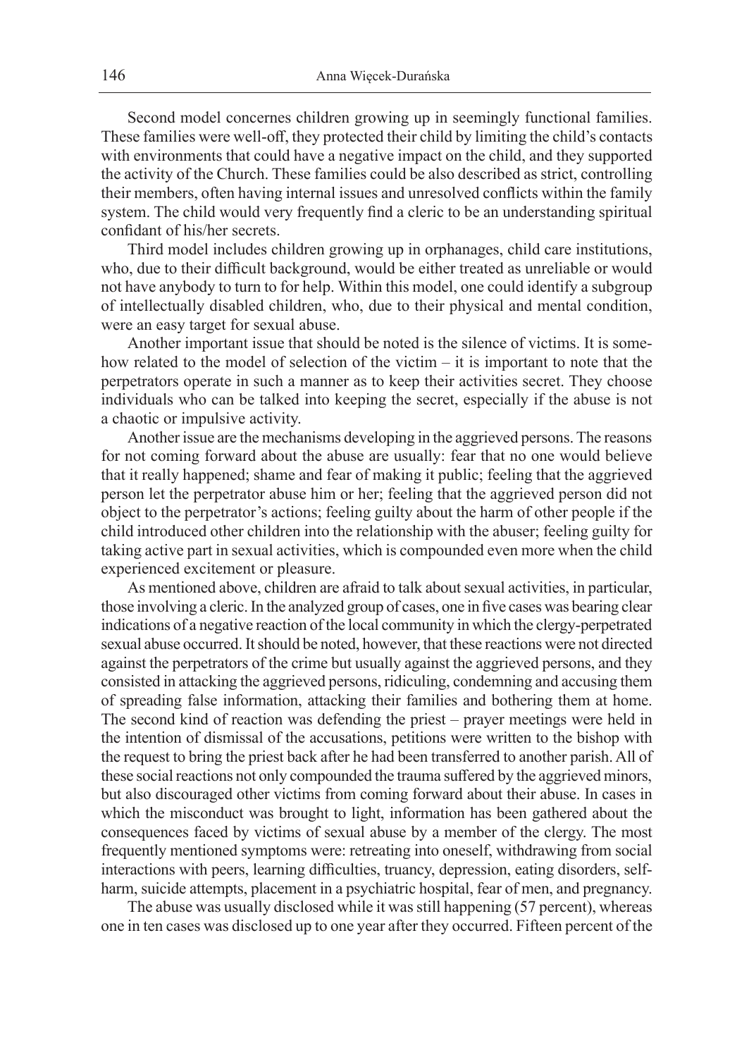Second model concernes children growing up in seemingly functional families. These families were well-off, they protected their child by limiting the child's contacts with environments that could have a negative impact on the child, and they supported the activity of the Church. These families could be also described as strict, controlling their members, often having internal issues and unresolved conflicts within the family system. The child would very frequently find a cleric to be an understanding spiritual confidant of his/her secrets.

Third model includes children growing up in orphanages, child care institutions, who, due to their difficult background, would be either treated as unreliable or would not have anybody to turn to for help. Within this model, one could identify a subgroup of intellectually disabled children, who, due to their physical and mental condition, were an easy target for sexual abuse.

Another important issue that should be noted is the silence of victims. It is somehow related to the model of selection of the victim – it is important to note that the perpetrators operate in such a manner as to keep their activities secret. They choose individuals who can be talked into keeping the secret, especially if the abuse is not a chaotic or impulsive activity.

Another issue are the mechanisms developing in the aggrieved persons. The reasons for not coming forward about the abuse are usually: fear that no one would believe that it really happened; shame and fear of making it public; feeling that the aggrieved person let the perpetrator abuse him or her; feeling that the aggrieved person did not object to the perpetrator's actions; feeling guilty about the harm of other people if the child introduced other children into the relationship with the abuser; feeling guilty for taking active part in sexual activities, which is compounded even more when the child experienced excitement or pleasure.

As mentioned above, children are afraid to talk about sexual activities, in particular, those involving a cleric. In the analyzed group of cases, one in five cases was bearing clear indications of a negative reaction of the local community in which the clergy-perpetrated sexual abuse occurred. It should be noted, however, that these reactions were not directed against the perpetrators of the crime but usually against the aggrieved persons, and they consisted in attacking the aggrieved persons, ridiculing, condemning and accusing them of spreading false information, attacking their families and bothering them at home. The second kind of reaction was defending the priest – prayer meetings were held in the intention of dismissal of the accusations, petitions were written to the bishop with the request to bring the priest back after he had been transferred to another parish. All of these social reactions not only compounded the trauma suffered by the aggrieved minors, but also discouraged other victims from coming forward about their abuse. In cases in which the misconduct was brought to light, information has been gathered about the consequences faced by victims of sexual abuse by a member of the clergy. The most frequently mentioned symptoms were: retreating into oneself, withdrawing from social interactions with peers, learning difficulties, truancy, depression, eating disorders, self-harm, suicide attempts, placement in a psychiatric hospital, fear of men, and pregnancy.

The abuse was usually disclosed while it was still happening (57 percent), whereas one in ten cases was disclosed up to one year after they occurred. Fifteen percent of the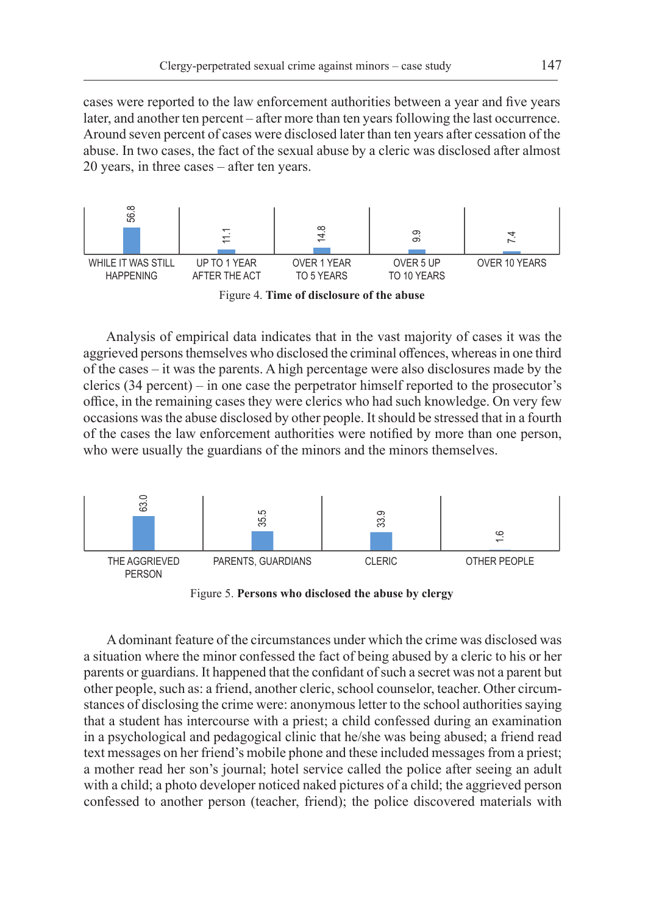cases were reported to the law enforcement authorities between a year and five years later, and another ten percent – after more than ten years following the last occurrence. Around seven percent of cases were disclosed later than ten years after cessation of the abuse. In two cases, the fact of the sexual abuse by a cleric was disclosed after almost 20 years, in three cases – after ten years.

| WHILE IT WAS STILL HAPPENING | UP TO 1 YEAR AFTER THE ACT | OVER 1 YEAR TO 5 YEARS | OVER 5 UP TO 10 YEARS | OVER 10 YEARS |
|---|---|---|---|---|
| 56.8 | 11.1 | 14.8 | 9.9 | 7.4 |

Figure 4. **Time of disclosure of the abuse**

Analysis of empirical data indicates that in the vast majority of cases it was the aggrieved persons themselves who disclosed the criminal offences, whereas in one third of the cases – it was the parents. A high percentage were also disclosures made by the clerics (34 percent) – in one case the perpetrator himself reported to the prosecutor's office, in the remaining cases they were clerics who had such knowledge. On very few occasions was the abuse disclosed by other people. It should be stressed that in a fourth of the cases the law enforcement authorities were notified by more than one person, who were usually the guardians of the minors and the minors themselves.

| THE AGGRIEVED PERSON | PARENTS, GUARDIANS | CLERIC | OTHER PEOPLE |
|---|---|---|---|
| 63.0 | 35.5 | 33.9 | 1.6 |

Figure 5. **Persons who disclosed the abuse by clergy**

A dominant feature of the circumstances under which the crime was disclosed was a situation where the minor confessed the fact of being abused by a cleric to his or her parents or guardians. It happened that the confidant of such a secret was not a parent but other people, such as: a friend, another cleric, school counselor, teacher. Other circumstances of disclosing the crime were: anonymous letter to the school authorities saying that a student has intercourse with a priest; a child confessed during an examination in a psychological and pedagogical clinic that he/she was being abused; a friend read text messages on her friend's mobile phone and these included messages from a priest; a mother read her son's journal; hotel service called the police after seeing an adult with a child; a photo developer noticed naked pictures of a child; the aggrieved person confessed to another person (teacher, friend); the police discovered materials with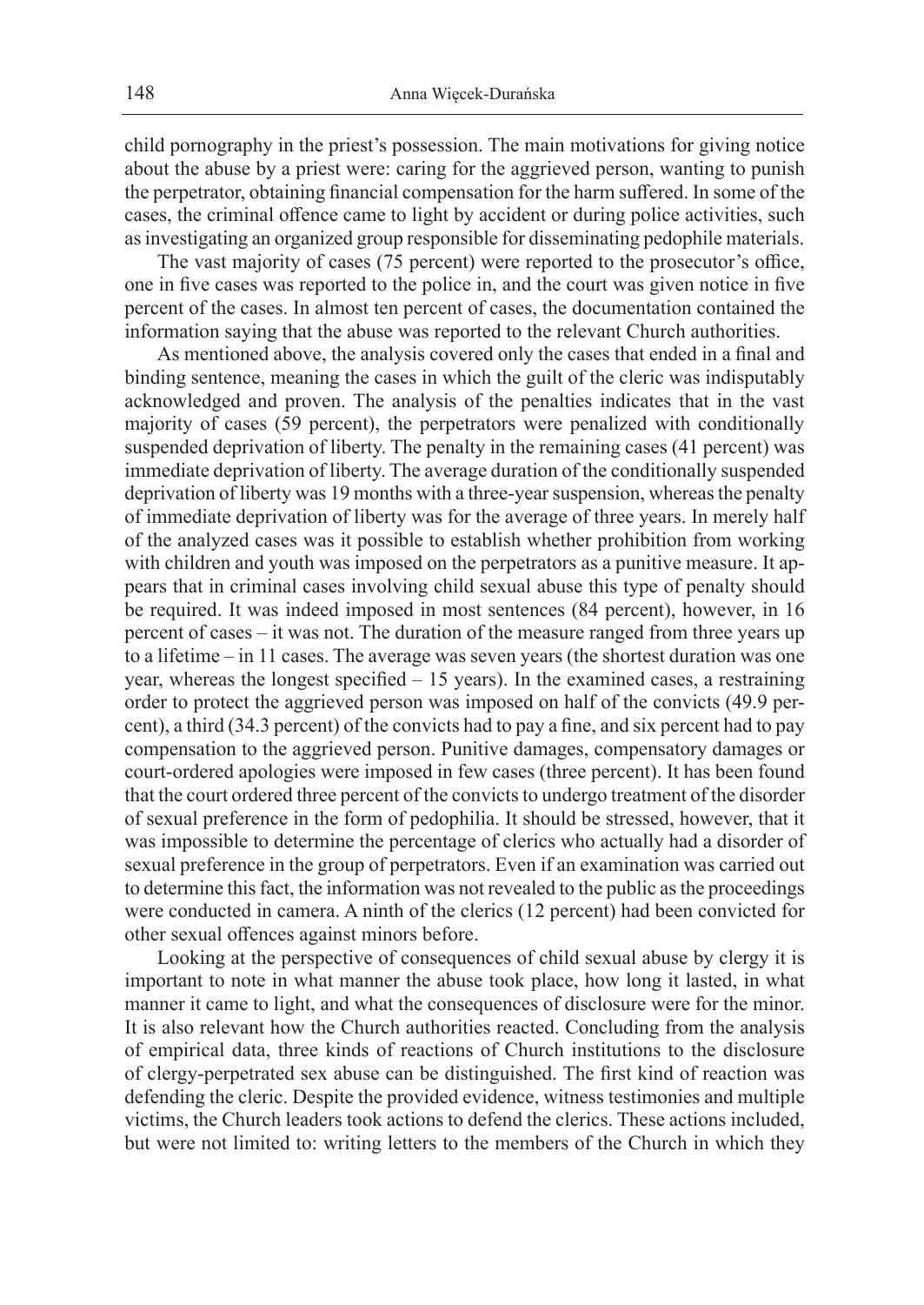child pornography in the priest's possession. The main motivations for giving notice about the abuse by a priest were: caring for the aggrieved person, wanting to punish the perpetrator, obtaining financial compensation for the harm suffered. In some of the cases, the criminal offence came to light by accident or during police activities, such as investigating an organized group responsible for disseminating pedophile materials.

The vast majority of cases (75 percent) were reported to the prosecutor's office, one in five cases was reported to the police in, and the court was given notice in five percent of the cases. In almost ten percent of cases, the documentation contained the information saying that the abuse was reported to the relevant Church authorities.

As mentioned above, the analysis covered only the cases that ended in a final and binding sentence, meaning the cases in which the guilt of the cleric was indisputably acknowledged and proven. The analysis of the penalties indicates that in the vast majority of cases (59 percent), the perpetrators were penalized with conditionally suspended deprivation of liberty. The penalty in the remaining cases (41 percent) was immediate deprivation of liberty. The average duration of the conditionally suspended deprivation of liberty was 19 months with a three-year suspension, whereas the penalty of immediate deprivation of liberty was for the average of three years. In merely half of the analyzed cases was it possible to establish whether prohibition from working with children and youth was imposed on the perpetrators as a punitive measure. It appears that in criminal cases involving child sexual abuse this type of penalty should be required. It was indeed imposed in most sentences (84 percent), however, in 16 percent of cases – it was not. The duration of the measure ranged from three years up to a lifetime – in 11 cases. The average was seven years (the shortest duration was one year, whereas the longest specified – 15 years). In the examined cases, a restraining order to protect the aggrieved person was imposed on half of the convicts (49.9 percent), a third (34.3 percent) of the convicts had to pay a fine, and six percent had to pay compensation to the aggrieved person. Punitive damages, compensatory damages or court-ordered apologies were imposed in few cases (three percent). It has been found that the court ordered three percent of the convicts to undergo treatment of the disorder of sexual preference in the form of pedophilia. It should be stressed, however, that it was impossible to determine the percentage of clerics who actually had a disorder of sexual preference in the group of perpetrators. Even if an examination was carried out to determine this fact, the information was not revealed to the public as the proceedings were conducted in camera. A ninth of the clerics (12 percent) had been convicted for other sexual offences against minors before.

Looking at the perspective of consequences of child sexual abuse by clergy it is important to note in what manner the abuse took place, how long it lasted, in what manner it came to light, and what the consequences of disclosure were for the minor. It is also relevant how the Church authorities reacted. Concluding from the analysis of empirical data, three kinds of reactions of Church institutions to the disclosure of clergy-perpetrated sex abuse can be distinguished. The first kind of reaction was defending the cleric. Despite the provided evidence, witness testimonies and multiple victims, the Church leaders took actions to defend the clerics. These actions included, but were not limited to: writing letters to the members of the Church in which they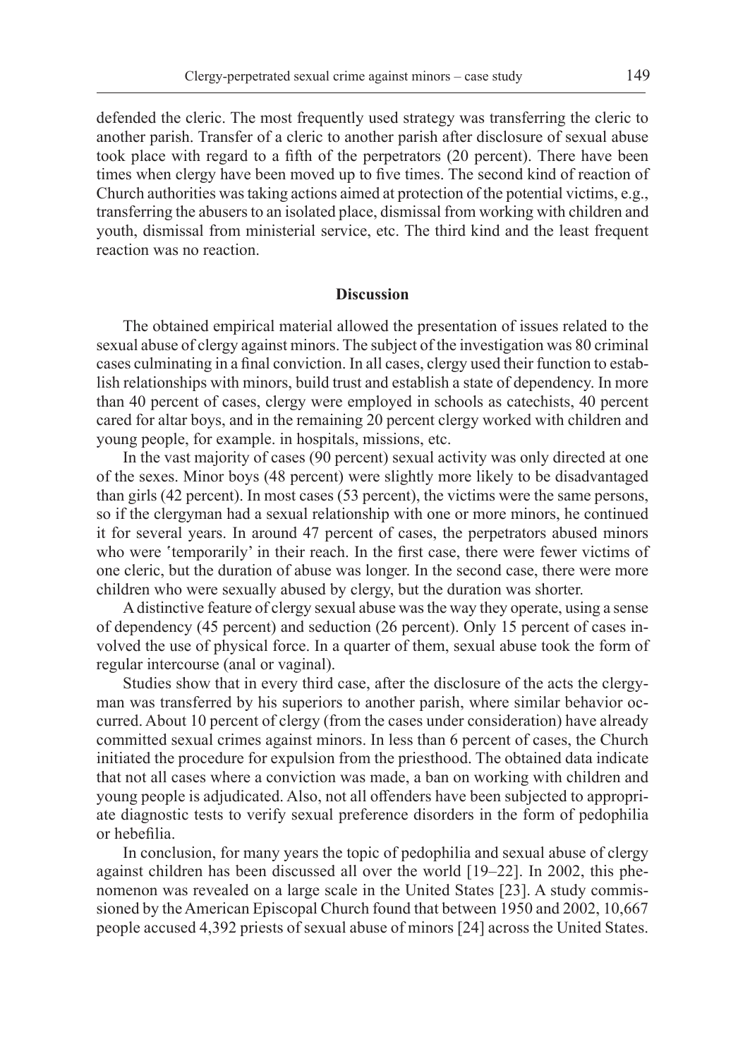defended the cleric. The most frequently used strategy was transferring the cleric to another parish. Transfer of a cleric to another parish after disclosure of sexual abuse took place with regard to a fifth of the perpetrators (20 percent). There have been times when clergy have been moved up to five times. The second kind of reaction of Church authorities was taking actions aimed at protection of the potential victims, e.g., transferring the abusers to an isolated place, dismissal from working with children and youth, dismissal from ministerial service, etc. The third kind and the least frequent reaction was no reaction.

## Discussion

The obtained empirical material allowed the presentation of issues related to the sexual abuse of clergy against minors. The subject of the investigation was 80 criminal cases culminating in a final conviction. In all cases, clergy used their function to establish relationships with minors, build trust and establish a state of dependency. In more than 40 percent of cases, clergy were employed in schools as catechists, 40 percent cared for altar boys, and in the remaining 20 percent clergy worked with children and young people, for example. in hospitals, missions, etc.

In the vast majority of cases (90 percent) sexual activity was only directed at one of the sexes. Minor boys (48 percent) were slightly more likely to be disadvantaged than girls (42 percent). In most cases (53 percent), the victims were the same persons, so if the clergyman had a sexual relationship with one or more minors, he continued it for several years. In around 47 percent of cases, the perpetrators abused minors who were 'temporarily' in their reach. In the first case, there were fewer victims of one cleric, but the duration of abuse was longer. In the second case, there were more children who were sexually abused by clergy, but the duration was shorter.

A distinctive feature of clergy sexual abuse was the way they operate, using a sense of dependency (45 percent) and seduction (26 percent). Only 15 percent of cases involved the use of physical force. In a quarter of them, sexual abuse took the form of regular intercourse (anal or vaginal).

Studies show that in every third case, after the disclosure of the acts the clergyman was transferred by his superiors to another parish, where similar behavior occurred. About 10 percent of clergy (from the cases under consideration) have already committed sexual crimes against minors. In less than 6 percent of cases, the Church initiated the procedure for expulsion from the priesthood. The obtained data indicate that not all cases where a conviction was made, a ban on working with children and young people is adjudicated. Also, not all offenders have been subjected to appropriate diagnostic tests to verify sexual preference disorders in the form of pedophilia or hebefilia.

In conclusion, for many years the topic of pedophilia and sexual abuse of clergy against children has been discussed all over the world [19–22]. In 2002, this phenomenon was revealed on a large scale in the United States [23]. A study commissioned by the American Episcopal Church found that between 1950 and 2002, 10,667 people accused 4,392 priests of sexual abuse of minors [24] across the United States.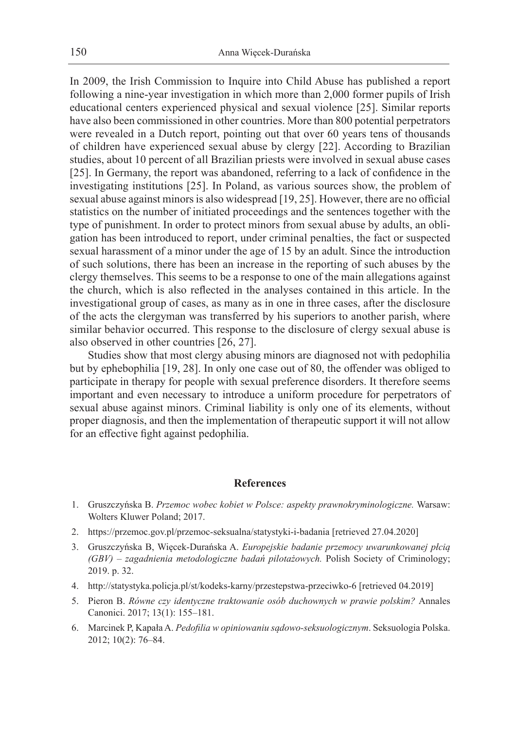In 2009, the Irish Commission to Inquire into Child Abuse has published a report following a nine-year investigation in which more than 2,000 former pupils of Irish educational centers experienced physical and sexual violence [25]. Similar reports have also been commissioned in other countries. More than 800 potential perpetrators were revealed in a Dutch report, pointing out that over 60 years tens of thousands of children have experienced sexual abuse by clergy [22]. According to Brazilian studies, about 10 percent of all Brazilian priests were involved in sexual abuse cases [25]. In Germany, the report was abandoned, referring to a lack of confidence in the investigating institutions [25]. In Poland, as various sources show, the problem of sexual abuse against minors is also widespread [19, 25]. However, there are no official statistics on the number of initiated proceedings and the sentences together with the type of punishment. In order to protect minors from sexual abuse by adults, an obligation has been introduced to report, under criminal penalties, the fact or suspected sexual harassment of a minor under the age of 15 by an adult. Since the introduction of such solutions, there has been an increase in the reporting of such abuses by the clergy themselves. This seems to be a response to one of the main allegations against the church, which is also reflected in the analyses contained in this article. In the investigational group of cases, as many as in one in three cases, after the disclosure of the acts the clergyman was transferred by his superiors to another parish, where similar behavior occurred. This response to the disclosure of clergy sexual abuse is also observed in other countries [26, 27].

Studies show that most clergy abusing minors are diagnosed not with pedophilia but by ephebophilia [19, 28]. In only one case out of 80, the offender was obliged to participate in therapy for people with sexual preference disorders. It therefore seems important and even necessary to introduce a uniform procedure for perpetrators of sexual abuse against minors. Criminal liability is only one of its elements, without proper diagnosis, and then the implementation of therapeutic support it will not allow for an effective fight against pedophilia.

## References

1. Gruszczyńska B. *Przemoc wobec kobiet w Polsce: aspekty prawnokryminologiczne.* Warsaw: Wolters Kluwer Poland; 2017.
2. https://przemoc.gov.pl/przemoc-seksualna/statystyki-i-badania [retrieved 27.04.2020]
3. Gruszczyńska B, Więcek-Durańska A. *Europejskie badanie przemocy uwarunkowanej płcią (GBV) – zagadnienia metodologiczne badań pilotażowych.* Polish Society of Criminology; 2019. p. 32.
4. http://statystyka.policja.pl/st/kodeks-karny/przestepstwa-przeciwko-6 [retrieved 04.2019]
5. Pieron B. *Równe czy identyczne traktowanie osób duchownych w prawie polskim?* Annales Canonici. 2017; 13(1): 155–181.
6. Marcinek P, Kapała A. *Pedofilia w opiniowaniu sądowo-seksuologicznym*. Seksuologia Polska. 2012; 10(2): 76–84.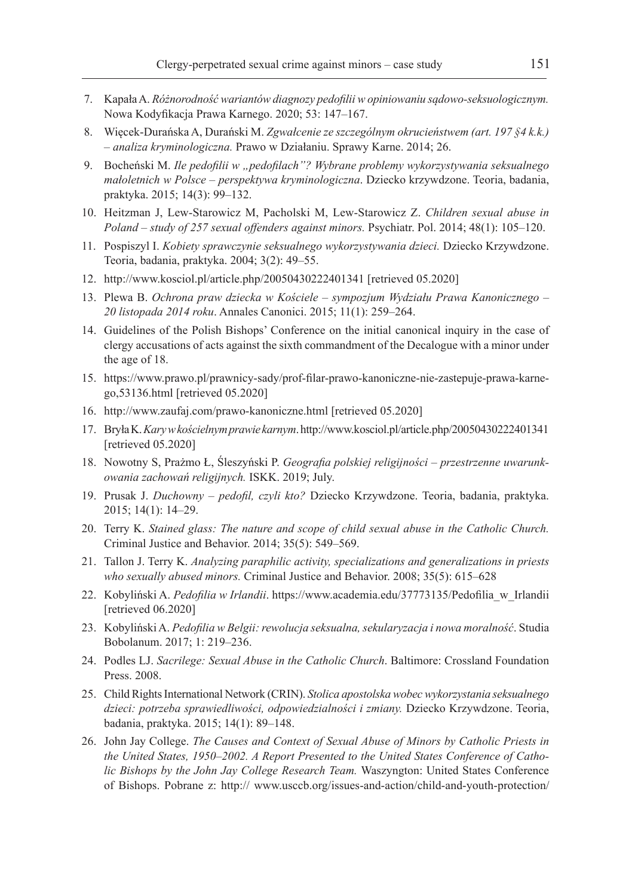7. Kapała A. *Różnorodność wariantów diagnozy pedofilii w opiniowaniu sądowo-seksuologicznym.* Nowa Kodyfikacja Prawa Karnego. 2020; 53: 147–167.
8. Więcek-Durańska A, Durański M. *Zgwałcenie ze szczególnym okrucieństwem (art. 197 §4 k.k.) – analiza kryminologiczna.* Prawo w Działaniu. Sprawy Karne. 2014; 26.
9. Bocheński M. *Ile pedofilii w „pedofilach"? Wybrane problemy wykorzystywania seksualnego małoletnich w Polsce – perspektywa kryminologiczna*. Dziecko krzywdzone. Teoria, badania, praktyka. 2015; 14(3): 99–132.
10. Heitzman J, Lew-Starowicz M, Pacholski M, Lew-Starowicz Z. *Children sexual abuse in Poland – study of 257 sexual offenders against minors.* Psychiatr. Pol. 2014; 48(1): 105–120.
11. Pospiszyl I. *Kobiety sprawczynie seksualnego wykorzystywania dzieci.* Dziecko Krzywdzone. Teoria, badania, praktyka. 2004; 3(2): 49–55.
12. http://www.kosciol.pl/article.php/20050430222401341 [retrieved 05.2020]
13. Plewa B. *Ochrona praw dziecka w Kościele – sympozjum Wydziału Prawa Kanonicznego – 20 listopada 2014 roku*. Annales Canonici. 2015; 11(1): 259–264.
14. Guidelines of the Polish Bishops' Conference on the initial canonical inquiry in the case of clergy accusations of acts against the sixth commandment of the Decalogue with a minor under the age of 18.
15. https://www.prawo.pl/prawnicy-sady/prof-filar-prawo-kanoniczne-nie-zastepuje-prawa-karnego,53136.html [retrieved 05.2020]
16. http://www.zaufaj.com/prawo-kanoniczne.html [retrieved 05.2020]
17. Bryła K. *Kary w kościelnym prawie karnym*. http://www.kosciol.pl/article.php/20050430222401341 [retrieved 05.2020]
18. Nowotny S, Prażmo Ł, Śleszyński P. *Geografia polskiej religijności – przestrzenne uwarunkowania zachowań religijnych.* ISKK. 2019; July.
19. Prusak J. *Duchowny – pedofil, czyli kto?* Dziecko Krzywdzone. Teoria, badania, praktyka. 2015; 14(1): 14–29.
20. Terry K. *Stained glass: The nature and scope of child sexual abuse in the Catholic Church.* Criminal Justice and Behavior. 2014; 35(5): 549–569.
21. Tallon J. Terry K. *Analyzing paraphilic activity, specializations and generalizations in priests who sexually abused minors.* Criminal Justice and Behavior. 2008; 35(5): 615–628
22. Kobyliński A. *Pedofilia w Irlandii*. https://www.academia.edu/37773135/Pedofilia_w_Irlandii [retrieved 06.2020]
23. Kobyliński A. *Pedofilia w Belgii: rewolucja seksualna, sekularyzacja i nowa moralność*. Studia Bobolanum. 2017; 1: 219–236.
24. Podles LJ. *Sacrilege: Sexual Abuse in the Catholic Church*. Baltimore: Crossland Foundation Press. 2008.
25. Child Rights International Network (CRIN). *Stolica apostolska wobec wykorzystania seksualnego dzieci: potrzeba sprawiedliwości, odpowiedzialności i zmiany.* Dziecko Krzywdzone. Teoria, badania, praktyka. 2015; 14(1): 89–148.
26. John Jay College. *The Causes and Context of Sexual Abuse of Minors by Catholic Priests in the United States, 1950–2002. A Report Presented to the United States Conference of Catholic Bishops by the John Jay College Research Team.* Waszyngton: United States Conference of Bishops. Pobrane z: http:// www.usccb.org/issues-and-action/child-and-youth-protection/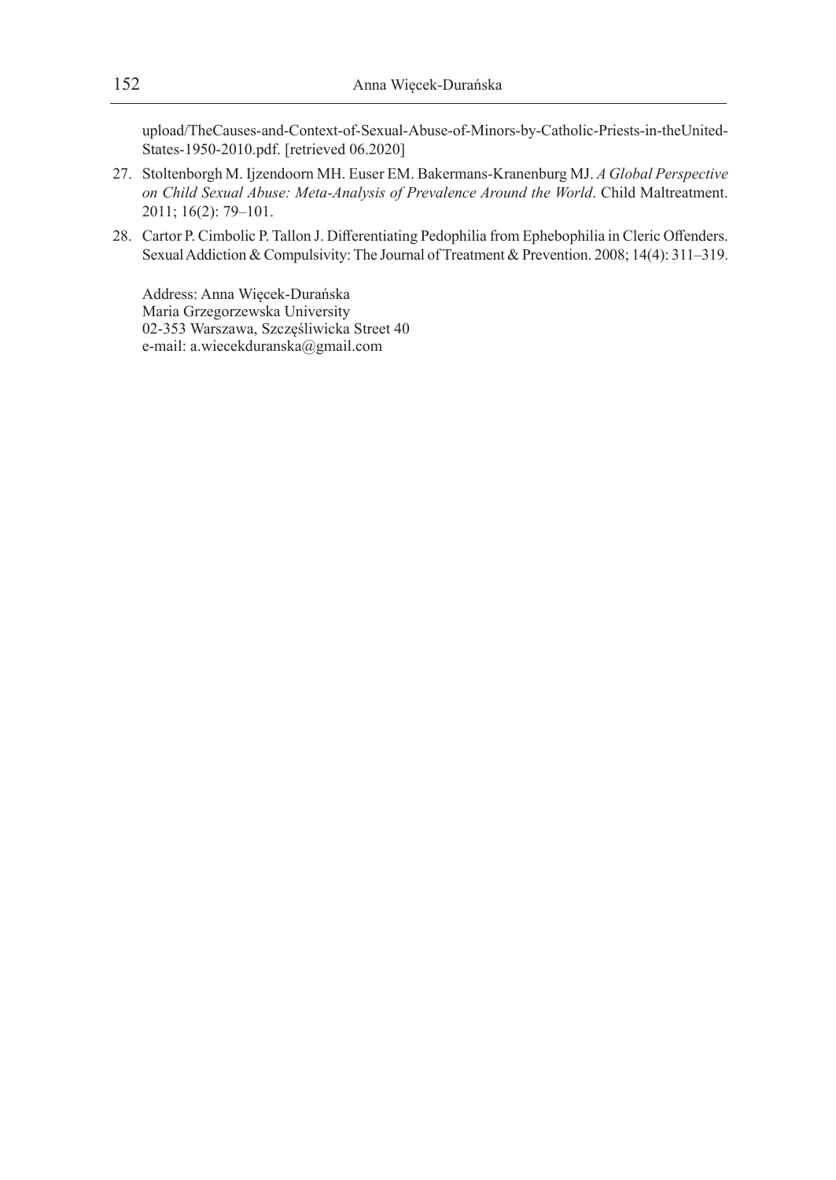upload/TheCauses-and-Context-of-Sexual-Abuse-of-Minors-by-Catholic-Priests-in-theUnited-States-1950-2010.pdf. [retrieved 06.2020]

27. Stoltenborgh M. Ijzendoorn MH. Euser EM. Bakermans-Kranenburg MJ. *A Global Perspective on Child Sexual Abuse: Meta-Analysis of Prevalence Around the World*. Child Maltreatment. 2011; 16(2): 79–101.
28. Cartor P. Cimbolic P. Tallon J. Differentiating Pedophilia from Ephebophilia in Cleric Offenders. Sexual Addiction & Compulsivity: The Journal of Treatment & Prevention. 2008; 14(4): 311–319.

Address: Anna Więcek-Durańska
Maria Grzegorzewska University
02-353 Warszawa, Szczęśliwicka Street 40
e-mail: a.wiecekduranska@gmail.com